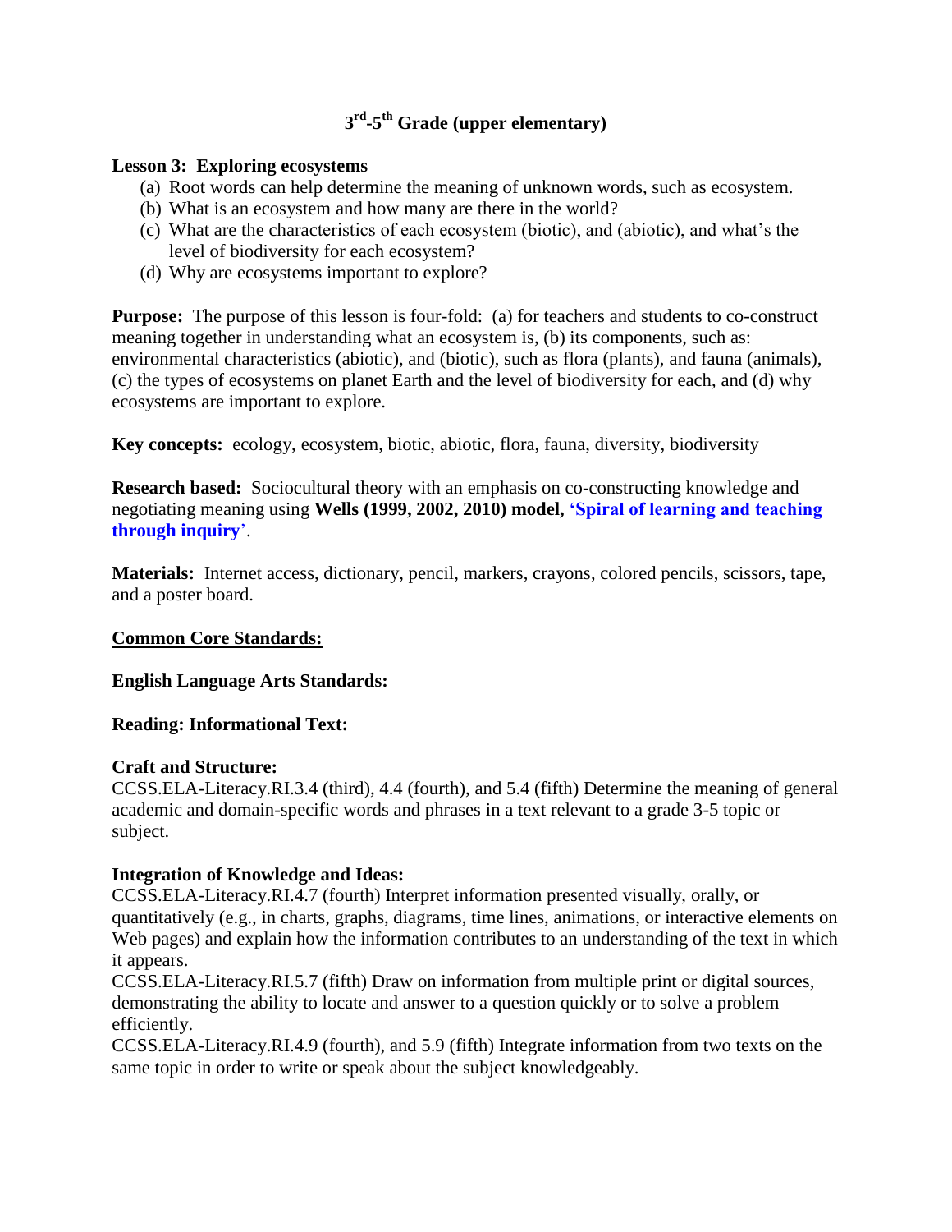# 3rd-5th Grade (upper elementary)

**Lesson 3: Exploring ecosystems**

(a) Root words can help determine the meaning of unknown words, such as ecosystem.
(b) What is an ecosystem and how many are there in the world?
(c) What are the characteristics of each ecosystem (biotic), and (abiotic), and what's the level of biodiversity for each ecosystem?
(d) Why are ecosystems important to explore?

**Purpose:** The purpose of this lesson is four-fold: (a) for teachers and students to co-construct meaning together in understanding what an ecosystem is, (b) its components, such as: environmental characteristics (abiotic), and (biotic), such as flora (plants), and fauna (animals), (c) the types of ecosystems on planet Earth and the level of biodiversity for each, and (d) why ecosystems are important to explore.

**Key concepts:** ecology, ecosystem, biotic, abiotic, flora, fauna, diversity, biodiversity

**Research based:** Sociocultural theory with an emphasis on co-constructing knowledge and negotiating meaning using **Wells (1999, 2002, 2010) model, 'Spiral of learning and teaching through inquiry'**.

**Materials:** Internet access, dictionary, pencil, markers, crayons, colored pencils, scissors, tape, and a poster board.

**Common Core Standards:**

**English Language Arts Standards:**

**Reading: Informational Text:**

**Craft and Structure:**
CCSS.ELA-Literacy.RI.3.4 (third), 4.4 (fourth), and 5.4 (fifth) Determine the meaning of general academic and domain-specific words and phrases in a text relevant to a grade 3-5 topic or subject.

**Integration of Knowledge and Ideas:**
CCSS.ELA-Literacy.RI.4.7 (fourth) Interpret information presented visually, orally, or quantitatively (e.g., in charts, graphs, diagrams, time lines, animations, or interactive elements on Web pages) and explain how the information contributes to an understanding of the text in which it appears.
CCSS.ELA-Literacy.RI.5.7 (fifth) Draw on information from multiple print or digital sources, demonstrating the ability to locate and answer to a question quickly or to solve a problem efficiently.
CCSS.ELA-Literacy.RI.4.9 (fourth), and 5.9 (fifth) Integrate information from two texts on the same topic in order to write or speak about the subject knowledgeably.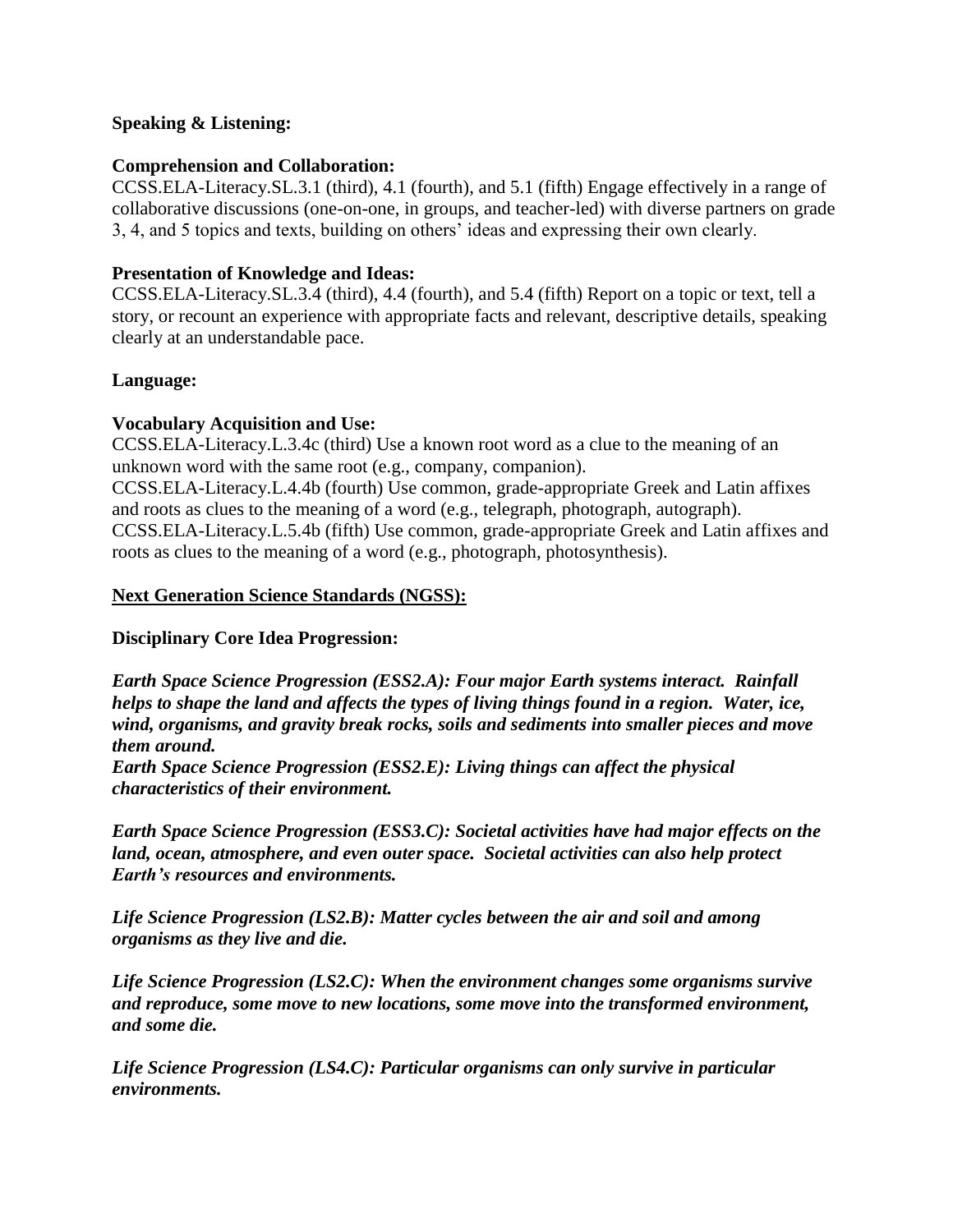**Speaking & Listening:**

**Comprehension and Collaboration:**
CCSS.ELA-Literacy.SL.3.1 (third), 4.1 (fourth), and 5.1 (fifth) Engage effectively in a range of collaborative discussions (one-on-one, in groups, and teacher-led) with diverse partners on grade 3, 4, and 5 topics and texts, building on others' ideas and expressing their own clearly.

**Presentation of Knowledge and Ideas:**
CCSS.ELA-Literacy.SL.3.4 (third), 4.4 (fourth), and 5.4 (fifth) Report on a topic or text, tell a story, or recount an experience with appropriate facts and relevant, descriptive details, speaking clearly at an understandable pace.

**Language:**

**Vocabulary Acquisition and Use:**
CCSS.ELA-Literacy.L.3.4c (third) Use a known root word as a clue to the meaning of an unknown word with the same root (e.g., company, companion).
CCSS.ELA-Literacy.L.4.4b (fourth) Use common, grade-appropriate Greek and Latin affixes and roots as clues to the meaning of a word (e.g., telegraph, photograph, autograph).
CCSS.ELA-Literacy.L.5.4b (fifth) Use common, grade-appropriate Greek and Latin affixes and roots as clues to the meaning of a word (e.g., photograph, photosynthesis).

**<u>Next Generation Science Standards (NGSS):</u>**

**Disciplinary Core Idea Progression:**

***Earth Space Science Progression (ESS2.A): Four major Earth systems interact. Rainfall helps to shape the land and affects the types of living things found in a region. Water, ice, wind, organisms, and gravity break rocks, soils and sediments into smaller pieces and move them around.***
***Earth Space Science Progression (ESS2.E): Living things can affect the physical characteristics of their environment.***

***Earth Space Science Progression (ESS3.C): Societal activities have had major effects on the land, ocean, atmosphere, and even outer space. Societal activities can also help protect Earth's resources and environments.***

***Life Science Progression (LS2.B): Matter cycles between the air and soil and among organisms as they live and die.***

***Life Science Progression (LS2.C): When the environment changes some organisms survive and reproduce, some move to new locations, some move into the transformed environment, and some die.***

***Life Science Progression (LS4.C): Particular organisms can only survive in particular environments.***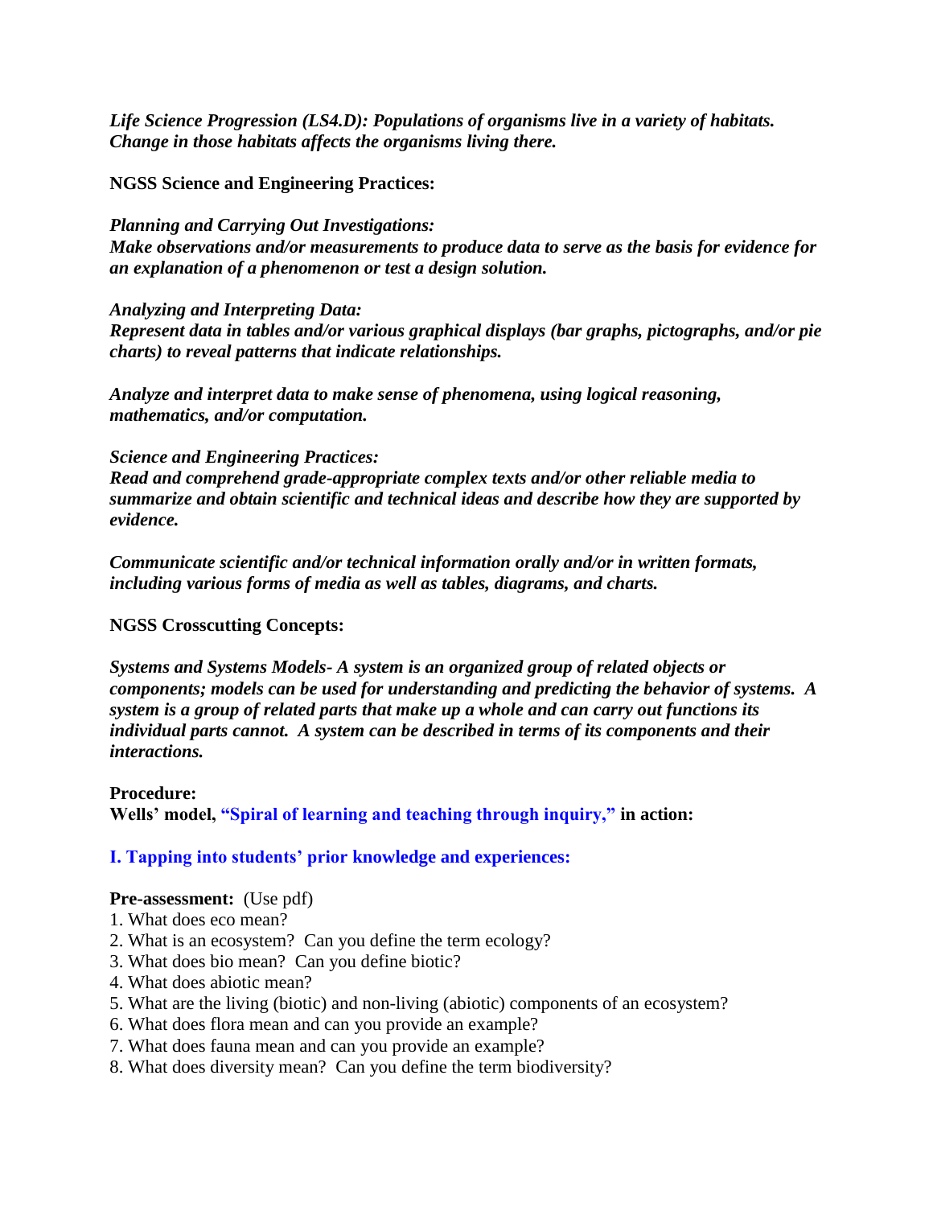***Life Science Progression (LS4.D): Populations of organisms live in a variety of habitats. Change in those habitats affects the organisms living there.***

**NGSS Science and Engineering Practices:**

***Planning and Carrying Out Investigations:***
***Make observations and/or measurements to produce data to serve as the basis for evidence for an explanation of a phenomenon or test a design solution.***

***Analyzing and Interpreting Data:***
***Represent data in tables and/or various graphical displays (bar graphs, pictographs, and/or pie charts) to reveal patterns that indicate relationships.***

***Analyze and interpret data to make sense of phenomena, using logical reasoning, mathematics, and/or computation.***

***Science and Engineering Practices:***
***Read and comprehend grade-appropriate complex texts and/or other reliable media to summarize and obtain scientific and technical ideas and describe how they are supported by evidence.***

***Communicate scientific and/or technical information orally and/or in written formats, including various forms of media as well as tables, diagrams, and charts.***

**NGSS Crosscutting Concepts:**

***Systems and Systems Models- A system is an organized group of related objects or components; models can be used for understanding and predicting the behavior of systems. A system is a group of related parts that make up a whole and can carry out functions its individual parts cannot. A system can be described in terms of its components and their interactions.***

**Procedure:**
**Wells' model, "Spiral of learning and teaching through inquiry," in action:**

**I. Tapping into students' prior knowledge and experiences:**

**Pre-assessment:** (Use pdf)
1. What does eco mean?
2. What is an ecosystem? Can you define the term ecology?
3. What does bio mean? Can you define biotic?
4. What does abiotic mean?
5. What are the living (biotic) and non-living (abiotic) components of an ecosystem?
6. What does flora mean and can you provide an example?
7. What does fauna mean and can you provide an example?
8. What does diversity mean? Can you define the term biodiversity?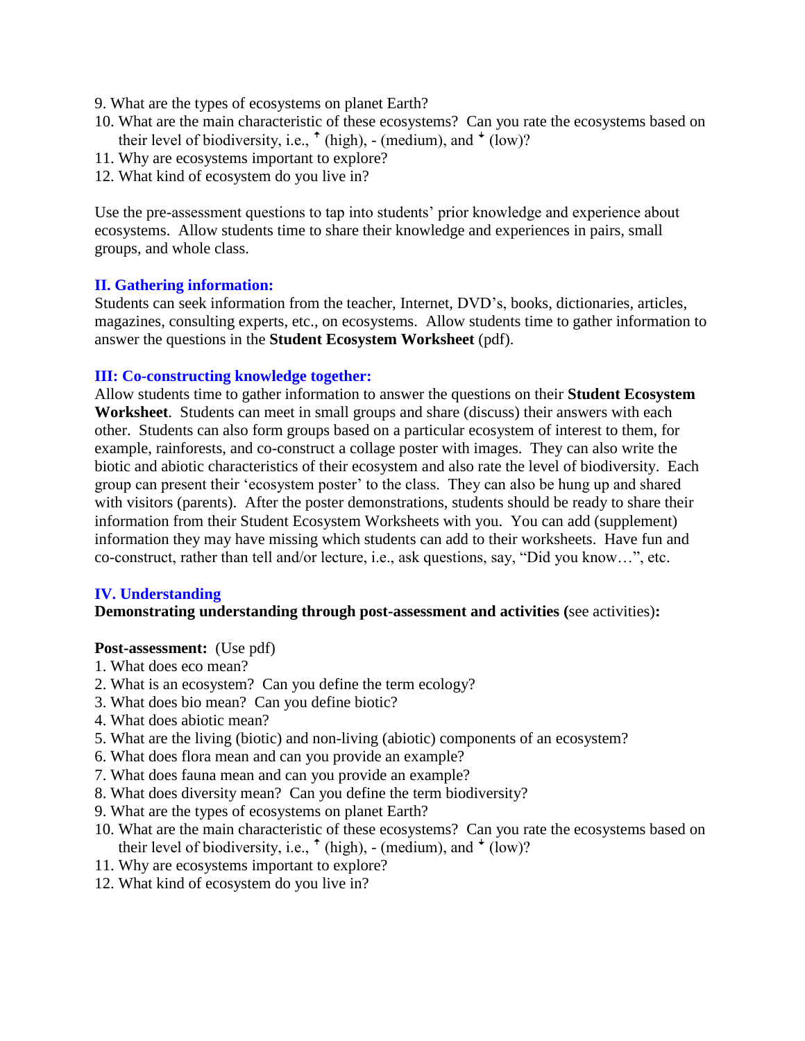9. What are the types of ecosystems on planet Earth?
10. What are the main characteristic of these ecosystems? Can you rate the ecosystems based on their level of biodiversity, i.e., ↑ (high), - (medium), and ↓ (low)?
11. Why are ecosystems important to explore?
12. What kind of ecosystem do you live in?

Use the pre-assessment questions to tap into students' prior knowledge and experience about ecosystems. Allow students time to share their knowledge and experiences in pairs, small groups, and whole class.

### II. Gathering information:

Students can seek information from the teacher, Internet, DVD's, books, dictionaries, articles, magazines, consulting experts, etc., on ecosystems. Allow students time to gather information to answer the questions in the **Student Ecosystem Worksheet** (pdf).

### III: Co-constructing knowledge together:

Allow students time to gather information to answer the questions on their **Student Ecosystem Worksheet**. Students can meet in small groups and share (discuss) their answers with each other. Students can also form groups based on a particular ecosystem of interest to them, for example, rainforests, and co-construct a collage poster with images. They can also write the biotic and abiotic characteristics of their ecosystem and also rate the level of biodiversity. Each group can present their 'ecosystem poster' to the class. They can also be hung up and shared with visitors (parents). After the poster demonstrations, students should be ready to share their information from their Student Ecosystem Worksheets with you. You can add (supplement) information they may have missing which students can add to their worksheets. Have fun and co-construct, rather than tell and/or lecture, i.e., ask questions, say, "Did you know…", etc.

### IV. Understanding

**Demonstrating understanding through post-assessment and activities (**see activities**):**

**Post-assessment:** (Use pdf)

1. What does eco mean?
2. What is an ecosystem? Can you define the term ecology?
3. What does bio mean? Can you define biotic?
4. What does abiotic mean?
5. What are the living (biotic) and non-living (abiotic) components of an ecosystem?
6. What does flora mean and can you provide an example?
7. What does fauna mean and can you provide an example?
8. What does diversity mean? Can you define the term biodiversity?
9. What are the types of ecosystems on planet Earth?
10. What are the main characteristic of these ecosystems? Can you rate the ecosystems based on their level of biodiversity, i.e., ↑ (high), - (medium), and ↓ (low)?
11. Why are ecosystems important to explore?
12. What kind of ecosystem do you live in?